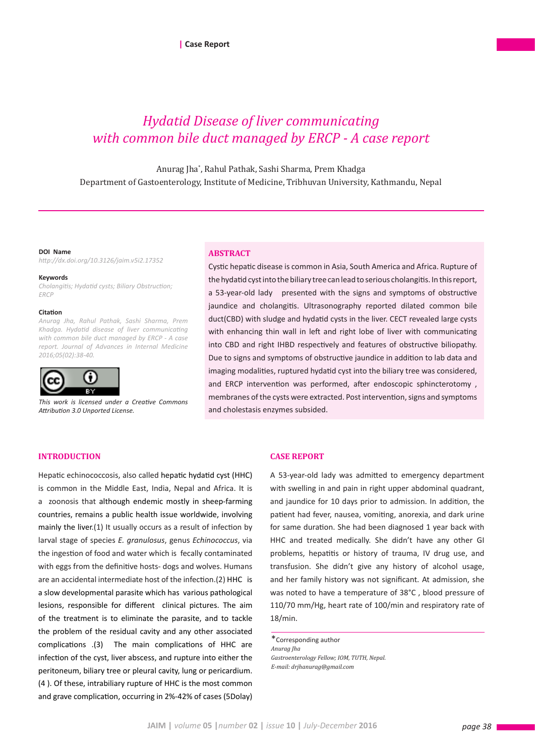| Case Report

# *Hydatid Disease of liver communicating with common bile duct managed by ERCP - A case report*

Anurag Jha*, Rahul Pathak, Sashi Sharma, Prem Khadga
Department of Gastroenterology, Institute of Medicine, Tribhuvan University, Kathmandu, Nepal

**DOI Name**
*http://dx.doi.org/10.3126/jaim.v5i2.17352*

**Keywords**
*Cholangitis; Hydatid cysts; Biliary Obstruction; ERCP*

**Citation**
*Anurag Jha, Rahul Pathak, Sashi Sharma, Prem Khadga. Hydatid disease of liver communicating with common bile duct managed by ERCP - A case report. Journal of Advances in Internal Medicine 2016;05(02):38-40.*

*This work is licensed under a Creative Commons Attribution 3.0 Unported License.*

## ABSTRACT

Cystic hepatic disease is common in Asia, South America and Africa. Rupture of the hydatid cyst into the biliary tree can lead to serious cholangitis. In this report, a 53-year-old lady presented with the signs and symptoms of obstructive jaundice and cholangitis. Ultrasonography reported dilated common bile duct(CBD) with sludge and hydatid cysts in the liver. CECT revealed large cysts with enhancing thin wall in left and right lobe of liver with communicating into CBD and right IHBD respectively and features of obstructive biliopathy. Due to signs and symptoms of obstructive jaundice in addition to lab data and imaging modalities, ruptured hydatid cyst into the biliary tree was considered, and ERCP intervention was performed, after endoscopic sphincterotomy , membranes of the cysts were extracted. Post intervention, signs and symptoms and cholestasis enzymes subsided.

## INTRODUCTION

Hepatic echinococcosis, also called hepatic hydatid cyst (HHC) is common in the Middle East, India, Nepal and Africa. It is a zoonosis that although endemic mostly in sheep-farming countries, remains a public health issue worldwide, involving mainly the liver.(1) It usually occurs as a result of infection by larval stage of species *E. granulosus*, genus *Echinococcus*, via the ingestion of food and water which is fecally contaminated with eggs from the definitive hosts- dogs and wolves. Humans are an accidental intermediate host of the infection.(2) HHC is a slow developmental parasite which has various pathological lesions, responsible for different clinical pictures. The aim of the treatment is to eliminate the parasite, and to tackle the problem of the residual cavity and any other associated complications .(3) The main complications of HHC are infection of the cyst, liver abscess, and rupture into either the peritoneum, biliary tree or pleural cavity, lung or pericardium. (4 ). Of these, intrabiliary rupture of HHC is the most common and grave complication, occurring in 2%-42% of cases (5Dolay)

## CASE REPORT

A 53-year-old lady was admitted to emergency department with swelling in and pain in right upper abdominal quadrant, and jaundice for 10 days prior to admission. In addition, the patient had fever, nausea, vomiting, anorexia, and dark urine for same duration. She had been diagnosed 1 year back with HHC and treated medically. She didn't have any other GI problems, hepatitis or history of trauma, IV drug use, and transfusion. She didn't give any history of alcohol usage, and her family history was not significant. At admission, she was noted to have a temperature of 38°C , blood pressure of 110/70 mm/Hg, heart rate of 100/min and respiratory rate of 18/min.

*Corresponding author
*Anurag Jha*
*Gastroenterology Fellow; IOM, TUTH, Nepal.*
*E-mail: drjhanurag@gmail.com*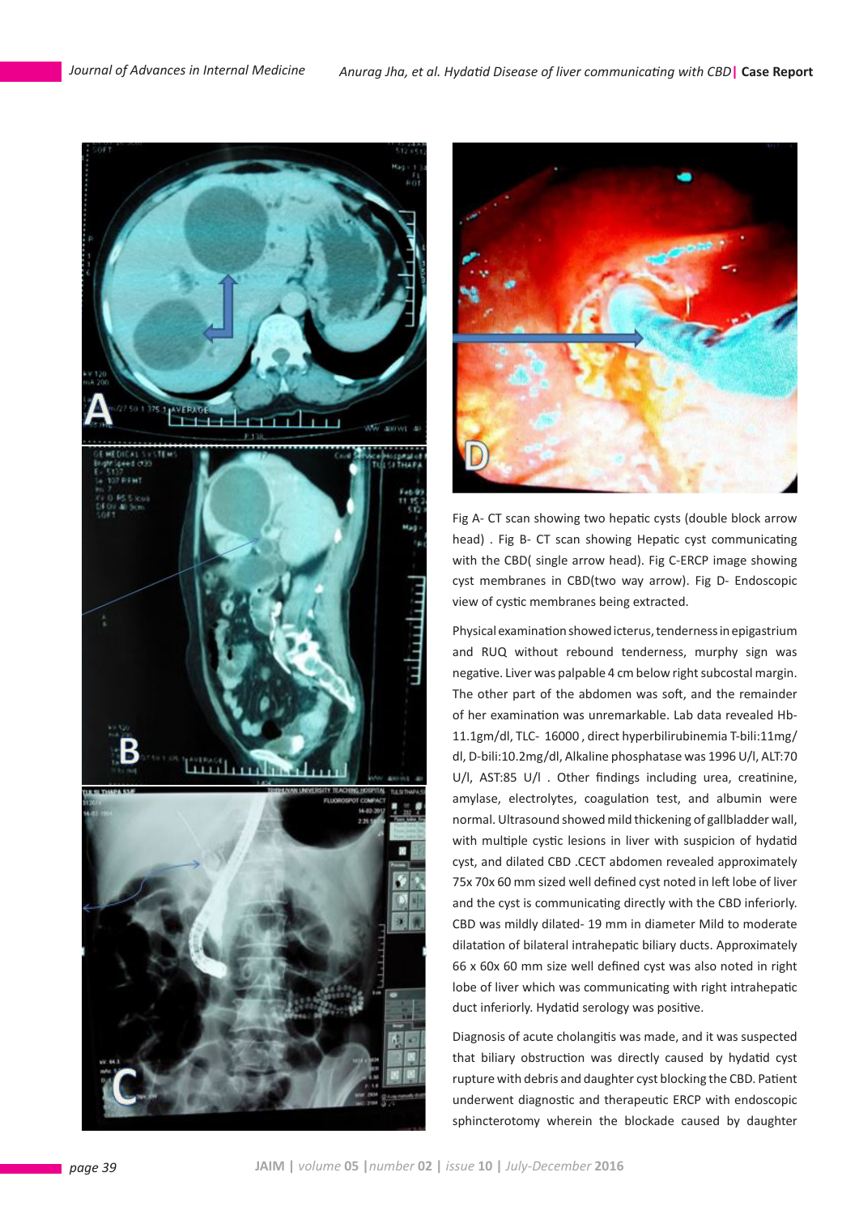Fig A- CT scan showing two hepatic cysts (double block arrow head) . Fig B- CT scan showing Hepatic cyst communicating with the CBD( single arrow head). Fig C-ERCP image showing cyst membranes in CBD(two way arrow). Fig D- Endoscopic view of cystic membranes being extracted.

Physical examination showed icterus, tenderness in epigastrium and RUQ without rebound tenderness, murphy sign was negative. Liver was palpable 4 cm below right subcostal margin. The other part of the abdomen was soft, and the remainder of her examination was unremarkable. Lab data revealed Hb-11.1gm/dl, TLC- 16000 , direct hyperbilirubinemia T-bili:11mg/dl, D-bili:10.2mg/dl, Alkaline phosphatase was 1996 U/l, ALT:70 U/l, AST:85 U/l . Other findings including urea, creatinine, amylase, electrolytes, coagulation test, and albumin were normal. Ultrasound showed mild thickening of gallbladder wall, with multiple cystic lesions in liver with suspicion of hydatid cyst, and dilated CBD .CECT abdomen revealed approximately 75x 70x 60 mm sized well defined cyst noted in left lobe of liver and the cyst is communicating directly with the CBD inferiorly. CBD was mildly dilated- 19 mm in diameter Mild to moderate dilatation of bilateral intrahepatic biliary ducts. Approximately 66 x 60x 60 mm size well defined cyst was also noted in right lobe of liver which was communicating with right intrahepatic duct inferiorly. Hydatid serology was positive.

Diagnosis of acute cholangitis was made, and it was suspected that biliary obstruction was directly caused by hydatid cyst rupture with debris and daughter cyst blocking the CBD. Patient underwent diagnostic and therapeutic ERCP with endoscopic sphincterotomy wherein the blockade caused by daughter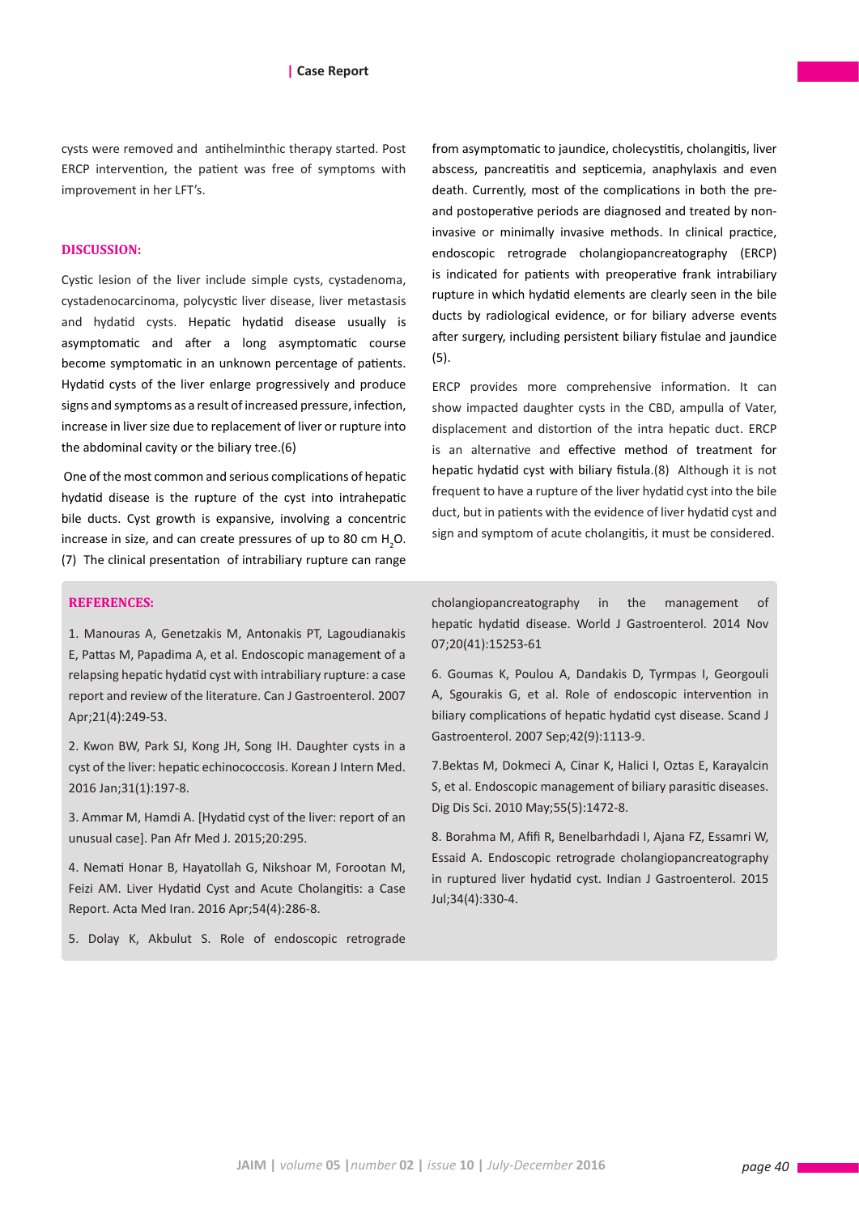cysts were removed and antihelminthic therapy started. Post ERCP intervention, the patient was free of symptoms with improvement in her LFT's.

## DISCUSSION:

Cystic lesion of the liver include simple cysts, cystadenoma, cystadenocarcinoma, polycystic liver disease, liver metastasis and hydatid cysts. Hepatic hydatid disease usually is asymptomatic and after a long asymptomatic course become symptomatic in an unknown percentage of patients. Hydatid cysts of the liver enlarge progressively and produce signs and symptoms as a result of increased pressure, infection, increase in liver size due to replacement of liver or rupture into the abdominal cavity or the biliary tree.(6)

One of the most common and serious complications of hepatic hydatid disease is the rupture of the cyst into intrahepatic bile ducts. Cyst growth is expansive, involving a concentric increase in size, and can create pressures of up to 80 cm $H_2O$. (7) The clinical presentation of intrabiliary rupture can range from asymptomatic to jaundice, cholecystitis, cholangitis, liver abscess, pancreatitis and septicemia, anaphylaxis and even death. Currently, most of the complications in both the pre- and postoperative periods are diagnosed and treated by non-invasive or minimally invasive methods. In clinical practice, endoscopic retrograde cholangiopancreatography (ERCP) is indicated for patients with preoperative frank intrabiliary rupture in which hydatid elements are clearly seen in the bile ducts by radiological evidence, or for biliary adverse events after surgery, including persistent biliary fistulae and jaundice (5).

ERCP provides more comprehensive information. It can show impacted daughter cysts in the CBD, ampulla of Vater, displacement and distortion of the intra hepatic duct. ERCP is an alternative and effective method of treatment for hepatic hydatid cyst with biliary fistula.(8) Although it is not frequent to have a rupture of the liver hydatid cyst into the bile duct, but in patients with the evidence of liver hydatid cyst and sign and symptom of acute cholangitis, it must be considered.

## REFERENCES:

1. Manouras A, Genetzakis M, Antonakis PT, Lagoudianakis E, Pattas M, Papadima A, et al. Endoscopic management of a relapsing hepatic hydatid cyst with intrabiliary rupture: a case report and review of the literature. Can J Gastroenterol. 2007 Apr;21(4):249-53.

2. Kwon BW, Park SJ, Kong JH, Song IH. Daughter cysts in a cyst of the liver: hepatic echinococcosis. Korean J Intern Med. 2016 Jan;31(1):197-8.

3. Ammar M, Hamdi A. [Hydatid cyst of the liver: report of an unusual case]. Pan Afr Med J. 2015;20:295.

4. Nemati Honar B, Hayatollah G, Nikshoar M, Forootan M, Feizi AM. Liver Hydatid Cyst and Acute Cholangitis: a Case Report. Acta Med Iran. 2016 Apr;54(4):286-8.

5. Dolay K, Akbulut S. Role of endoscopic retrograde cholangiopancreatography in the management of hepatic hydatid disease. World J Gastroenterol. 2014 Nov 07;20(41):15253-61

6. Goumas K, Poulou A, Dandakis D, Tyrmpas I, Georgouli A, Sgourakis G, et al. Role of endoscopic intervention in biliary complications of hepatic hydatid cyst disease. Scand J Gastroenterol. 2007 Sep;42(9):1113-9.

7. Bektas M, Dokmeci A, Cinar K, Halici I, Oztas E, Karayalcin S, et al. Endoscopic management of biliary parasitic diseases. Dig Dis Sci. 2010 May;55(5):1472-8.

8. Borahma M, Afifi R, Benelbarhdadi I, Ajana FZ, Essamri W, Essaid A. Endoscopic retrograde cholangiopancreatography in ruptured liver hydatid cyst. Indian J Gastroenterol. 2015 Jul;34(4):330-4.